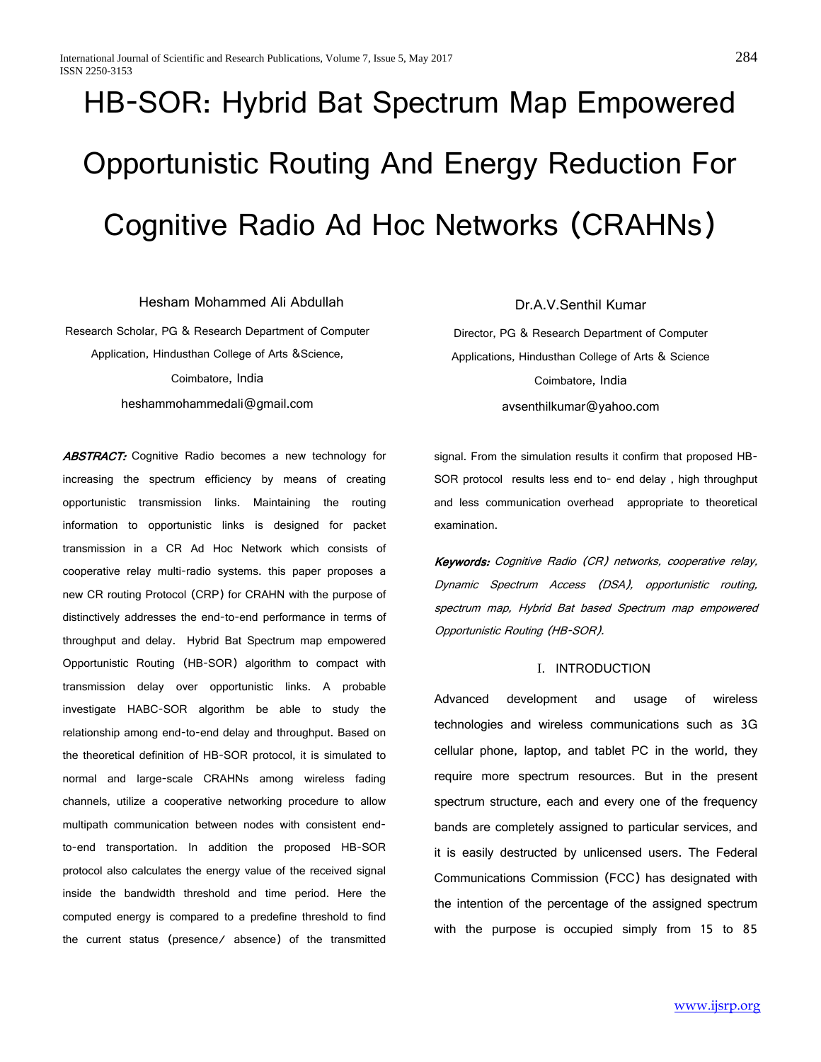# HB-SOR: Hybrid Bat Spectrum Map Empowered Opportunistic Routing And Energy Reduction For Cognitive Radio Ad Hoc Networks (CRAHNs)

Hesham Mohammed Ali Abdullah

Research Scholar, PG & Research Department of Computer Application, Hindusthan College of Arts &Science, Coimbatore, India

heshammohammedali@gmail.com

Dr.A.V.Senthil Kumar

Director, PG & Research Department of Computer Applications, Hindusthan College of Arts & Science Coimbatore, India

avsenthilkumar@yahoo.com

***ABSTRACT:*** Cognitive Radio becomes a new technology for increasing the spectrum efficiency by means of creating opportunistic transmission links. Maintaining the routing information to opportunistic links is designed for packet transmission in a CR Ad Hoc Network which consists of cooperative relay multi-radio systems. this paper proposes a new CR routing Protocol (CRP) for CRAHN with the purpose of distinctively addresses the end-to-end performance in terms of throughput and delay. Hybrid Bat Spectrum map empowered Opportunistic Routing (HB-SOR) algorithm to compact with transmission delay over opportunistic links. A probable investigate HABC-SOR algorithm be able to study the relationship among end-to-end delay and throughput. Based on the theoretical definition of HB-SOR protocol, it is simulated to normal and large-scale CRAHNs among wireless fading channels, utilize a cooperative networking procedure to allow multipath communication between nodes with consistent end-to-end transportation. In addition the proposed HB-SOR protocol also calculates the energy value of the received signal inside the bandwidth threshold and time period. Here the computed energy is compared to a predefine threshold to find the current status (presence/ absence) of the transmitted signal. From the simulation results it confirm that proposed HB-SOR protocol results less end to- end delay , high throughput and less communication overhead appropriate to theoretical examination.

***Keywords:*** *Cognitive Radio (CR) networks, cooperative relay, Dynamic Spectrum Access (DSA), opportunistic routing, spectrum map, Hybrid Bat based Spectrum map empowered Opportunistic Routing (HB-SOR).*

## I. INTRODUCTION

Advanced development and usage of wireless technologies and wireless communications such as 3G cellular phone, laptop, and tablet PC in the world, they require more spectrum resources. But in the present spectrum structure, each and every one of the frequency bands are completely assigned to particular services, and it is easily destructed by unlicensed users. The Federal Communications Commission (FCC) has designated with the intention of the percentage of the assigned spectrum with the purpose is occupied simply from 15 to 85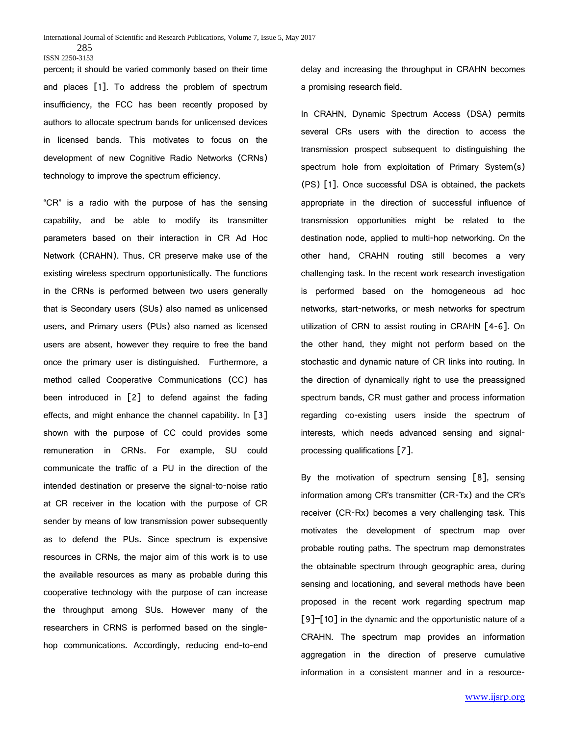percent; it should be varied commonly based on their time and places [1]. To address the problem of spectrum insufficiency, the FCC has been recently proposed by authors to allocate spectrum bands for unlicensed devices in licensed bands. This motivates to focus on the development of new Cognitive Radio Networks (CRNs) technology to improve the spectrum efficiency.

"CR" is a radio with the purpose of has the sensing capability, and be able to modify its transmitter parameters based on their interaction in CR Ad Hoc Network (CRAHN). Thus, CR preserve make use of the existing wireless spectrum opportunistically. The functions in the CRNs is performed between two users generally that is Secondary users (SUs) also named as unlicensed users, and Primary users (PUs) also named as licensed users are absent, however they require to free the band once the primary user is distinguished. Furthermore, a method called Cooperative Communications (CC) has been introduced in [2] to defend against the fading effects, and might enhance the channel capability. In [3] shown with the purpose of CC could provides some remuneration in CRNs. For example, SU could communicate the traffic of a PU in the direction of the intended destination or preserve the signal-to-noise ratio at CR receiver in the location with the purpose of CR sender by means of low transmission power subsequently as to defend the PUs. Since spectrum is expensive resources in CRNs, the major aim of this work is to use the available resources as many as probable during this cooperative technology with the purpose of can increase the throughput among SUs. However many of the researchers in CRNS is performed based on the single-hop communications. Accordingly, reducing end-to-end delay and increasing the throughput in CRAHN becomes a promising research field.

In CRAHN, Dynamic Spectrum Access (DSA) permits several CRs users with the direction to access the transmission prospect subsequent to distinguishing the spectrum hole from exploitation of Primary System(s) (PS) [1]. Once successful DSA is obtained, the packets appropriate in the direction of successful influence of transmission opportunities might be related to the destination node, applied to multi-hop networking. On the other hand, CRAHN routing still becomes a very challenging task. In the recent work research investigation is performed based on the homogeneous ad hoc networks, start-networks, or mesh networks for spectrum utilization of CRN to assist routing in CRAHN [4-6]. On the other hand, they might not perform based on the stochastic and dynamic nature of CR links into routing. In the direction of dynamically right to use the preassigned spectrum bands, CR must gather and process information regarding co-existing users inside the spectrum of interests, which needs advanced sensing and signal-processing qualifications [7].

By the motivation of spectrum sensing [8], sensing information among CR's transmitter (CR-Tx) and the CR's receiver (CR-Rx) becomes a very challenging task. This motivates the development of spectrum map over probable routing paths. The spectrum map demonstrates the obtainable spectrum through geographic area, during sensing and locationing, and several methods have been proposed in the recent work regarding spectrum map [9]–[10] in the dynamic and the opportunistic nature of a CRAHN. The spectrum map provides an information aggregation in the direction of preserve cumulative information in a consistent manner and in a resource-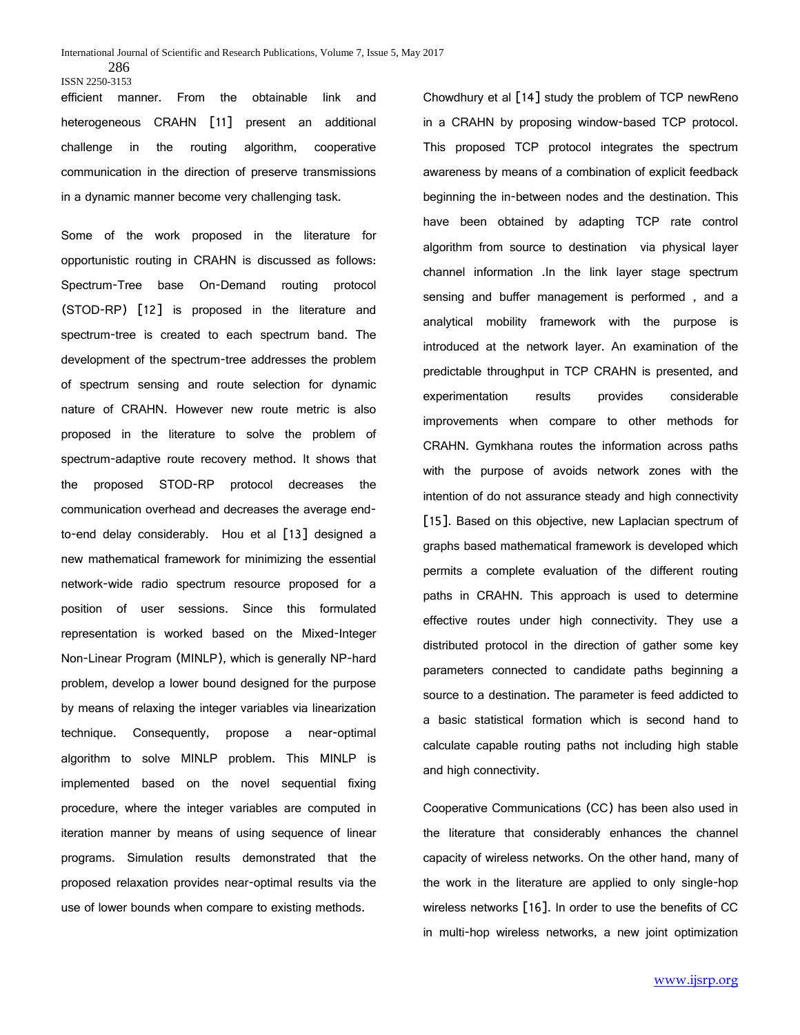efficient manner. From the obtainable link and heterogeneous CRAHN [11] present an additional challenge in the routing algorithm, cooperative communication in the direction of preserve transmissions in a dynamic manner become very challenging task.

Some of the work proposed in the literature for opportunistic routing in CRAHN is discussed as follows: Spectrum-Tree base On-Demand routing protocol (STOD-RP) [12] is proposed in the literature and spectrum-tree is created to each spectrum band. The development of the spectrum-tree addresses the problem of spectrum sensing and route selection for dynamic nature of CRAHN. However new route metric is also proposed in the literature to solve the problem of spectrum-adaptive route recovery method. It shows that the proposed STOD-RP protocol decreases the communication overhead and decreases the average end-to-end delay considerably. Hou et al [13] designed a new mathematical framework for minimizing the essential network-wide radio spectrum resource proposed for a position of user sessions. Since this formulated representation is worked based on the Mixed-Integer Non-Linear Program (MINLP), which is generally NP-hard problem, develop a lower bound designed for the purpose by means of relaxing the integer variables via linearization technique. Consequently, propose a near-optimal algorithm to solve MINLP problem. This MINLP is implemented based on the novel sequential fixing procedure, where the integer variables are computed in iteration manner by means of using sequence of linear programs. Simulation results demonstrated that the proposed relaxation provides near-optimal results via the use of lower bounds when compare to existing methods.

Chowdhury et al [14] study the problem of TCP newReno in a CRAHN by proposing window-based TCP protocol. This proposed TCP protocol integrates the spectrum awareness by means of a combination of explicit feedback beginning the in-between nodes and the destination. This have been obtained by adapting TCP rate control algorithm from source to destination via physical layer channel information .In the link layer stage spectrum sensing and buffer management is performed , and a analytical mobility framework with the purpose is introduced at the network layer. An examination of the predictable throughput in TCP CRAHN is presented, and experimentation results provides considerable improvements when compare to other methods for CRAHN. Gymkhana routes the information across paths with the purpose of avoids network zones with the intention of do not assurance steady and high connectivity [15]. Based on this objective, new Laplacian spectrum of graphs based mathematical framework is developed which permits a complete evaluation of the different routing paths in CRAHN. This approach is used to determine effective routes under high connectivity. They use a distributed protocol in the direction of gather some key parameters connected to candidate paths beginning a source to a destination. The parameter is feed addicted to a basic statistical formation which is second hand to calculate capable routing paths not including high stable and high connectivity.

Cooperative Communications (CC) has been also used in the literature that considerably enhances the channel capacity of wireless networks. On the other hand, many of the work in the literature are applied to only single-hop wireless networks [16]. In order to use the benefits of CC in multi-hop wireless networks, a new joint optimization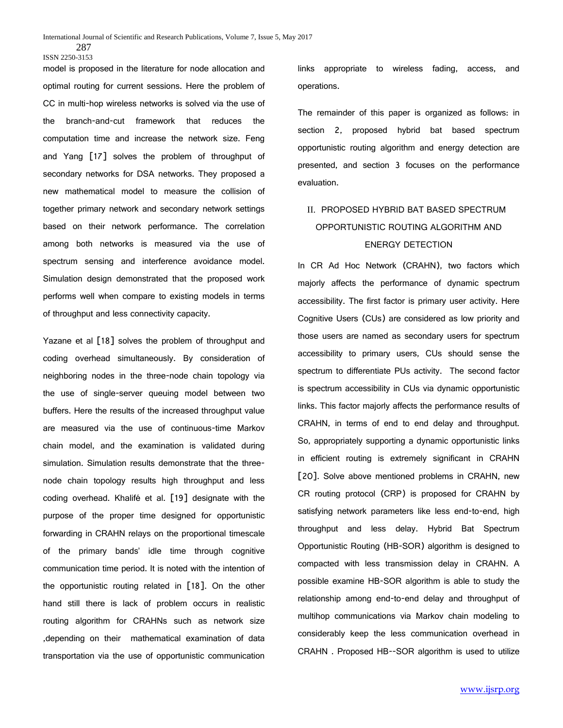model is proposed in the literature for node allocation and optimal routing for current sessions. Here the problem of CC in multi-hop wireless networks is solved via the use of the branch-and-cut framework that reduces the computation time and increase the network size. Feng and Yang [17] solves the problem of throughput of secondary networks for DSA networks. They proposed a new mathematical model to measure the collision of together primary network and secondary network settings based on their network performance. The correlation among both networks is measured via the use of spectrum sensing and interference avoidance model. Simulation design demonstrated that the proposed work performs well when compare to existing models in terms of throughput and less connectivity capacity.

Yazane et al [18] solves the problem of throughput and coding overhead simultaneously. By consideration of neighboring nodes in the three-node chain topology via the use of single-server queuing model between two buffers. Here the results of the increased throughput value are measured via the use of continuous-time Markov chain model, and the examination is validated during simulation. Simulation results demonstrate that the three-node chain topology results high throughput and less coding overhead. Khalifé et al. [19] designate with the purpose of the proper time designed for opportunistic forwarding in CRAHN relays on the proportional timescale of the primary bands' idle time through cognitive communication time period. It is noted with the intention of the opportunistic routing related in [18]. On the other hand still there is lack of problem occurs in realistic routing algorithm for CRAHNs such as network size ,depending on their mathematical examination of data transportation via the use of opportunistic communication links appropriate to wireless fading, access, and operations.

The remainder of this paper is organized as follows: in section 2, proposed hybrid bat based spectrum opportunistic routing algorithm and energy detection are presented, and section 3 focuses on the performance evaluation.

## II. PROPOSED HYBRID BAT BASED SPECTRUM OPPORTUNISTIC ROUTING ALGORITHM AND ENERGY DETECTION

In CR Ad Hoc Network (CRAHN), two factors which majorly affects the performance of dynamic spectrum accessibility. The first factor is primary user activity. Here Cognitive Users (CUs) are considered as low priority and those users are named as secondary users for spectrum accessibility to primary users, CUs should sense the spectrum to differentiate PUs activity. The second factor is spectrum accessibility in CUs via dynamic opportunistic links. This factor majorly affects the performance results of CRAHN, in terms of end to end delay and throughput. So, appropriately supporting a dynamic opportunistic links in efficient routing is extremely significant in CRAHN [20]. Solve above mentioned problems in CRAHN, new CR routing protocol (CRP) is proposed for CRAHN by satisfying network parameters like less end-to-end, high throughput and less delay. Hybrid Bat Spectrum Opportunistic Routing (HB-SOR) algorithm is designed to compacted with less transmission delay in CRAHN. A possible examine HB-SOR algorithm is able to study the relationship among end-to-end delay and throughput of multihop communications via Markov chain modeling to considerably keep the less communication overhead in CRAHN . Proposed HB--SOR algorithm is used to utilize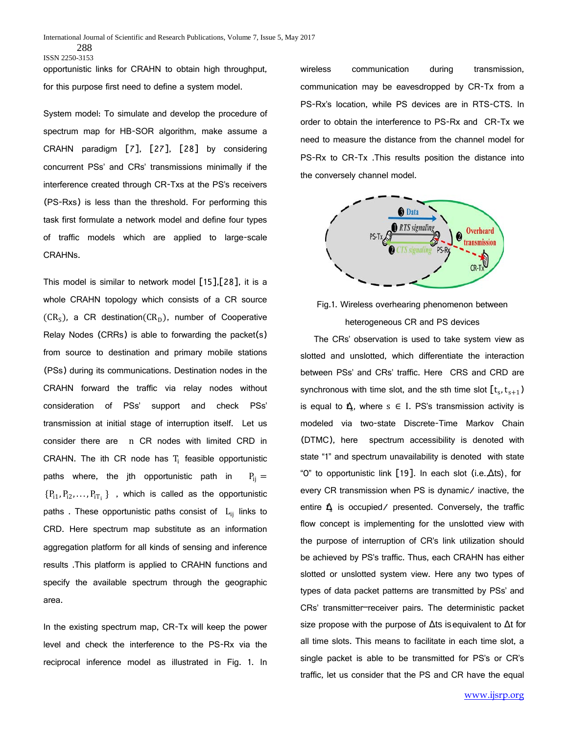opportunistic links for CRAHN to obtain high throughput, for this purpose first need to define a system model.

System model: To simulate and develop the procedure of spectrum map for HB-SOR algorithm, make assume a CRAHN paradigm [7], [27], [28] by considering concurrent PSs' and CRs' transmissions minimally if the interference created through CR-Txs at the PS's receivers (PS-Rxs) is less than the threshold. For performing this task first formulate a network model and define four types of traffic models which are applied to large-scale CRAHNs.

This model is similar to network model [15],[28], it is a whole CRAHN topology which consists of a CR source ($CR_S$), a CR destination($CR_D$), number of Cooperative Relay Nodes (CRRs) is able to forwarding the packet(s) from source to destination and primary mobile stations (PSs) during its communications. Destination nodes in the CRAHN forward the traffic via relay nodes without consideration of PSs' support and check PSs' transmission at initial stage of interruption itself. Let us consider there are $n$ CR nodes with limited CRD in CRAHN. The ith CR node has $T_i$ feasible opportunistic paths where, the jth opportunistic path in $P_{ij} = \{P_{i1}, P_{i2}, \ldots, P_{iT_i}\}$ , which is called as the opportunistic paths . These opportunistic paths consist of $L_{ij}$ links to CRD. Here spectrum map substitute as an information aggregation platform for all kinds of sensing and inference results .This platform is applied to CRAHN functions and specify the available spectrum through the geographic area.

In the existing spectrum map, CR-Tx will keep the power level and check the interference to the PS-Rx via the reciprocal inference model as illustrated in Fig. 1. In wireless communication during transmission, communication may be eavesdropped by CR-Tx from a PS-Rx's location, while PS devices are in RTS-CTS. In order to obtain the interference to PS-Rx and CR-Tx we need to measure the distance from the channel model for PS-Rx to CR-Tx .This results position the distance into the conversely channel model.

Fig.1. Wireless overhearing phenomenon between heterogeneous CR and PS devices

The CRs' observation is used to take system view as slotted and unslotted, which differentiate the interaction between PSs' and CRs' traffic. Here CRS and CRD are synchronous with time slot, and the sth time slot $[t_s, t_{s+1})$ is equal to $\Delta_t$, where $s \in I$. PS's transmission activity is modeled via two-state Discrete-Time Markov Chain (DTMC), here spectrum accessibility is denoted with state "1" and spectrum unavailability is denoted with state "0" to opportunistic link [19]. In each slot (i.e.$\Delta$ts), for every CR transmission when PS is dynamic/ inactive, the entire $\Delta_t$ is occupied/ presented. Conversely, the traffic flow concept is implementing for the unslotted view with the purpose of interruption of CR's link utilization should be achieved by PS's traffic. Thus, each CRAHN has either slotted or unslotted system view. Here any two types of types of data packet patterns are transmitted by PSs' and CRs' transmitter–receiver pairs. The deterministic packet size propose with the purpose of $\Delta$ts is equivalent to $\Delta$t for all time slots. This means to facilitate in each time slot, a single packet is able to be transmitted for PS's or CR's traffic, let us consider that the PS and CR have the equal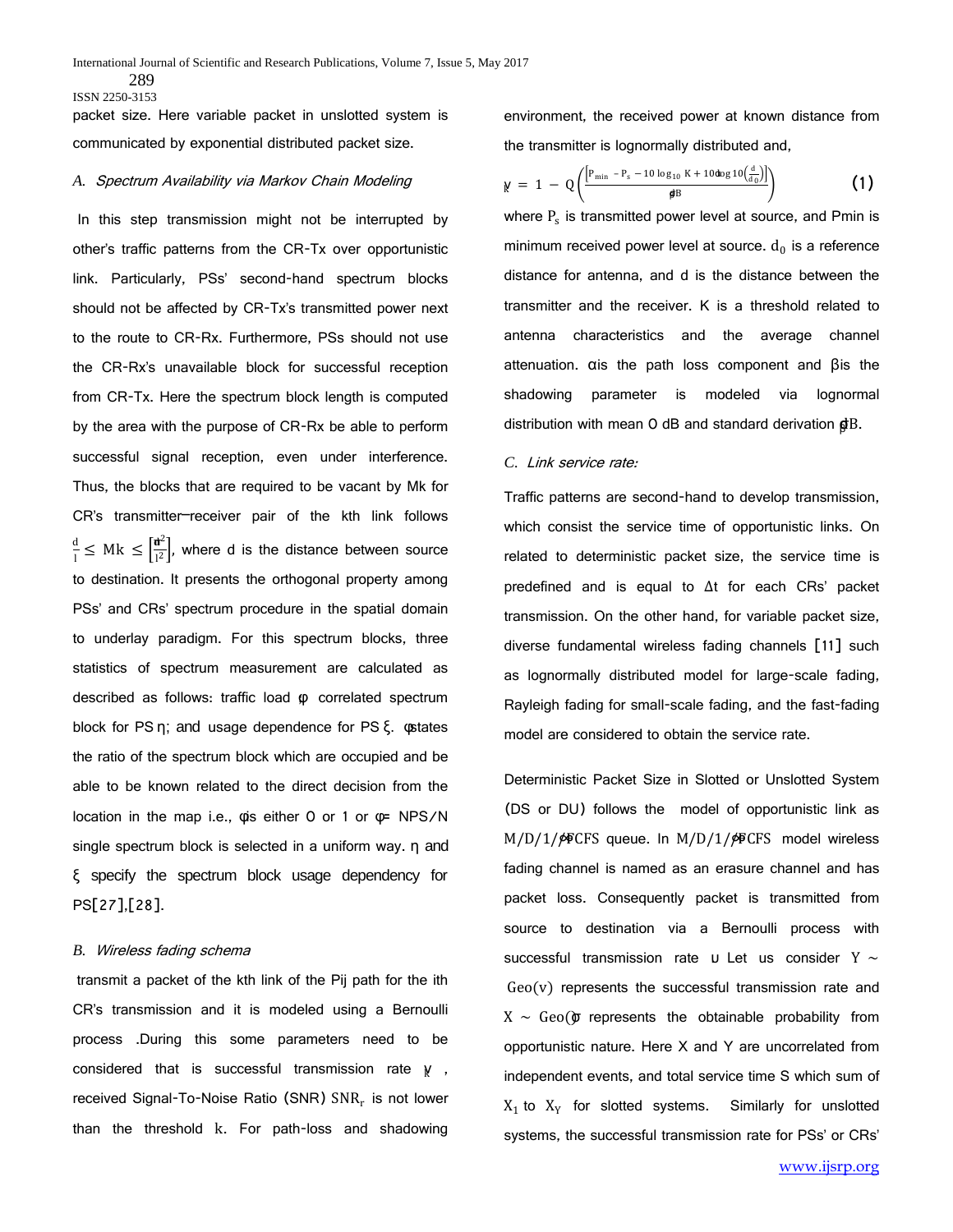packet size. Here variable packet in unslotted system is communicated by exponential distributed packet size.

### *A. Spectrum Availability via Markov Chain Modeling*

In this step transmission might not be interrupted by other's traffic patterns from the CR-Tx over opportunistic link. Particularly, PSs' second-hand spectrum blocks should not be affected by CR-Tx's transmitted power next to the route to CR-Rx. Furthermore, PSs should not use the CR-Rx's unavailable block for successful reception from CR-Tx. Here the spectrum block length is computed by the area with the purpose of CR-Rx be able to perform successful signal reception, even under interference. Thus, the blocks that are required to be vacant by Mk for CR's transmitter–receiver pair of the kth link follows $\frac{d}{l} \leq \mathrm{Mk} \leq \left\lceil \frac{d^2}{l^2} \right\rceil$, where d is the distance between source to destination. It presents the orthogonal property among PSs' and CRs' spectrum procedure in the spatial domain to underlay paradigm. For this spectrum blocks, three statistics of spectrum measurement are calculated as described as follows: traffic load φ correlated spectrum block for PS η; and usage dependence for PS ξ. φ states the ratio of the spectrum block which are occupied and be able to be known related to the direct decision from the location in the map i.e., φ is either 0 or 1 or φ= NPS/N single spectrum block is selected in a uniform way. η and ξ specify the spectrum block usage dependency for PS[27],[28].

### *B. Wireless fading schema*

transmit a packet of the kth link of the Pij path for the ith CR's transmission and it is modeled using a Bernoulli process .During this some parameters need to be considered that is successful transmission rate $\gamma$ , received Signal-To-Noise Ratio (SNR) $\mathrm{SNR_r}$ is not lower than the threshold $\mathrm{k}$. For path-loss and shadowing environment, the received power at known distance from the transmitter is lognormally distributed and,

$$\gamma = 1 - Q\left(\frac{\left[P_{min} - P_s - 10\log_{10} K + 10\alpha\log 10\left(\frac{d}{d_0}\right)\right]}{\beta dB}\right) \quad (1)$$

where $\mathrm{P_s}$ is transmitted power level at source, and Pmin is minimum received power level at source. $\mathrm{d_0}$ is a reference distance for antenna, and d is the distance between the transmitter and the receiver. K is a threshold related to antenna characteristics and the average channel attenuation. α is the path loss component and β is the shadowing parameter is modeled via lognormal distribution with mean 0 dB and standard derivation βdB.

### *C. Link service rate:*

Traffic patterns are second-hand to develop transmission, which consist the service time of opportunistic links. On related to deterministic packet size, the service time is predefined and is equal to Δt for each CRs' packet transmission. On the other hand, for variable packet size, diverse fundamental wireless fading channels [11] such as lognormally distributed model for large-scale fading, Rayleigh fading for small-scale fading, and the fast-fading model are considered to obtain the service rate.

Deterministic Packet Size in Slotted or Unslotted System (DS or DU) follows the model of opportunistic link as $\mathrm{M/D/1/\infty FCFS}$ queue. In $\mathrm{M/D/1/\infty FCFS}$ model wireless fading channel is named as an erasure channel and has packet loss. Consequently packet is transmitted from source to destination via a Bernoulli process with successful transmission rate υ Let us consider $\mathrm{Y} \sim \mathrm{Geo(v)}$ represents the successful transmission rate and $\mathrm{X} \sim \mathrm{Geo(\sigma)}$ represents the obtainable probability from opportunistic nature. Here X and Y are uncorrelated from independent events, and total service time S which sum of $\mathrm{X_1}$ to $\mathrm{X_Y}$ for slotted systems. Similarly for unslotted systems, the successful transmission rate for PSs' or CRs'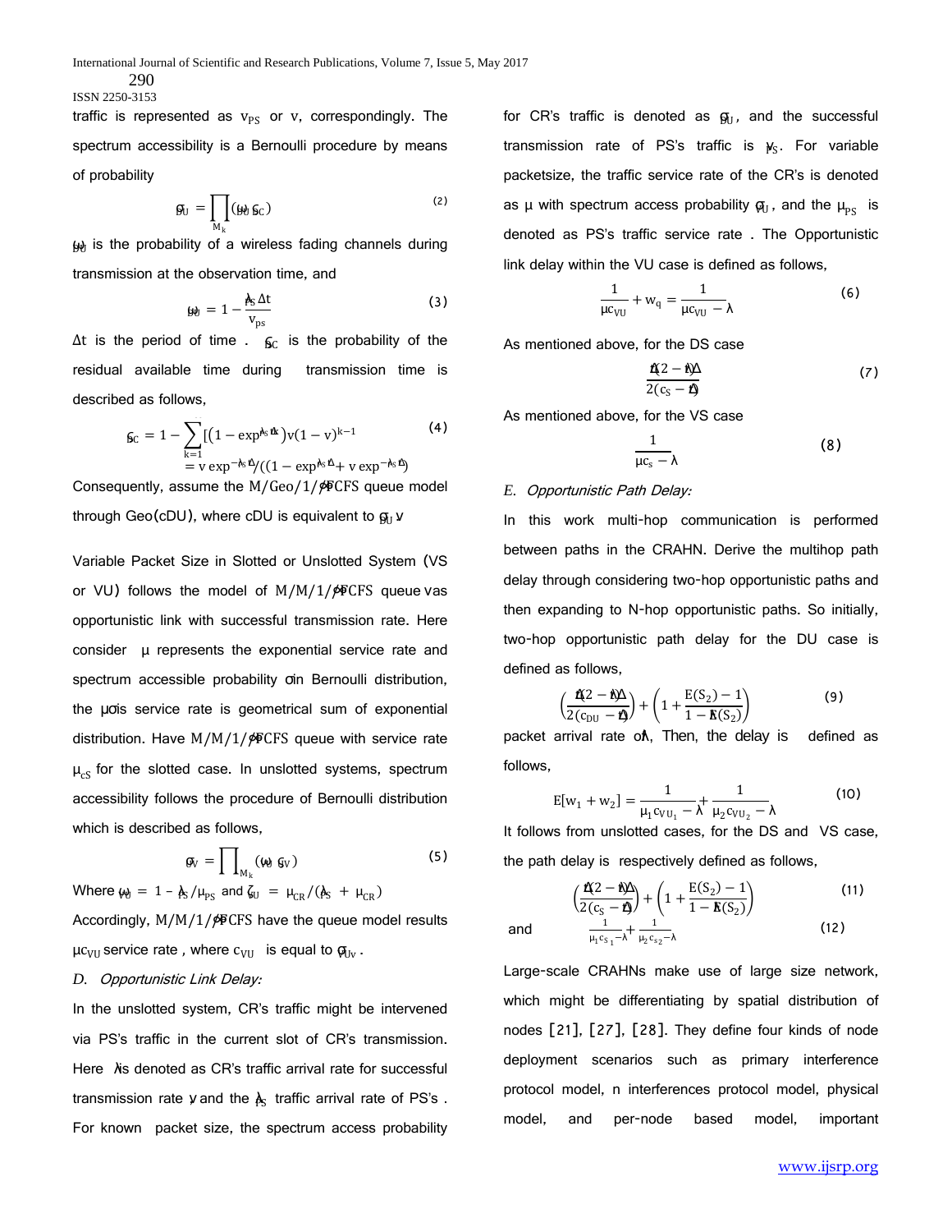traffic is represented as $v_{PS}$ or v, correspondingly. The spectrum accessibility is a Bernoulli procedure by means of probability

$$\sigma_U = \prod_{M_k} (\omega_U \varsigma_C) \quad (2)$$

$\omega_U$ is the probability of a wireless fading channels during transmission at the observation time, and

$$\omega_U = 1 - \frac{\lambda_{PS} \Delta t}{v_{ps}} \quad (3)$$

$\Delta t$ is the period of time . $\varsigma_C$ is the probability of the residual available time during transmission time is described as follows,

$$\varsigma_C = 1 - \sum_{k=1} [(1 - \exp^{\lambda_S \Delta t}) v (1-v)^{k-1} = v \exp^{-\lambda_S \Delta t} / ((1 - \exp^{\lambda_S \Delta t} + v \exp^{-\lambda_S \Delta t}) \quad (4)$$

Consequently, assume the $M/Geo/1/\infty FCFS$ queue model through Geo(cDU), where cDU is equivalent to $\sigma_U$ v

Variable Packet Size in Slotted or Unslotted System (VS or VU) follows the model of $M/M/1/\infty FCFS$ queue vas opportunistic link with successful transmission rate. Here consider μ represents the exponential service rate and spectrum accessible probability σ in Bernoulli distribution, the μσ is service rate is geometrical sum of exponential distribution. Have $M/M/1/\infty FCFS$ queue with service rate $\mu_{cS}$ for the slotted case. In unslotted systems, spectrum accessibility follows the procedure of Bernoulli distribution which is described as follows,

$$\sigma_V = \prod_{M_k} (\omega_U \varsigma_V) \quad (5)$$

Where $\omega_U = 1 - \lambda_S / \mu_{PS}$ and $\zeta_U = \mu_{CR} / (\lambda_S + \mu_{CR})$

Accordingly, $M/M/1/\infty FCFS$ have the queue model results $\mu c_{VU}$ service rate , where $c_{VU}$ is equal to $\sigma_{UV}$ .

*D. Opportunistic Link Delay:*

In the unslotted system, CR's traffic might be intervened via PS's traffic in the current slot of CR's transmission. Here λ is denoted as CR's traffic arrival rate for successful transmission rate γ and the $\lambda_{PS}$ traffic arrival rate of PS's . For known packet size, the spectrum access probability for CR's traffic is denoted as $\sigma_U$, and the successful transmission rate of PS's traffic is $\gamma_S$. For variable packetsize, the traffic service rate of the CR's is denoted as μ with spectrum access probability $\sigma_U$ , and the $\mu_{PS}$ is denoted as PS's traffic service rate . The Opportunistic link delay within the VU case is defined as follows,

$$\frac{1}{\mu c_{VU}} + w_q = \frac{1}{\mu c_{VU} - \lambda} \quad (6)$$

As mentioned above, for the DS case

$$\frac{\Delta(2 - \gamma\Delta)}{2(c_S - \Delta)} \quad (7)$$

As mentioned above, for the VS case

$$\frac{1}{\mu c_S - \lambda} \quad (8)$$

*E. Opportunistic Path Delay:*

In this work multi-hop communication is performed between paths in the CRAHN. Derive the multihop path delay through considering two-hop opportunistic paths and then expanding to N-hop opportunistic paths. So initially, two-hop opportunistic path delay for the DU case is defined as follows,

$$\left(\frac{\Delta(2 - \gamma\Delta)}{2(c_{DU} - \Delta)}\right) + \left(1 + \frac{E(S_2) - 1}{1 - \Delta E(S_2)}\right) \quad (9)$$

packet arrival rate of λ, Then, the delay is defined as follows,

$$E[w_1 + w_2] = \frac{1}{\mu_1 c_{VU_1} - \lambda} + \frac{1}{\mu_2 c_{VU_2} - \lambda} \quad (10)$$

It follows from unslotted cases, for the DS and VS case, the path delay is respectively defined as follows,

$$\left(\frac{\Delta(2 - \gamma\Delta)}{2(c_S - \Delta)}\right) + \left(1 + \frac{E(S_2) - 1}{1 - \Delta E(S_2)}\right) \quad (11)$$

and

$$\frac{1}{\mu_1 c_{S_1} - \lambda} + \frac{1}{\mu_2 c_{S_2} - \lambda} \quad (12)$$

Large-scale CRAHNs make use of large size network, which might be differentiating by spatial distribution of nodes [21], [27], [28]. They define four kinds of node deployment scenarios such as primary interference protocol model, n interferences protocol model, physical model, and per-node based model, important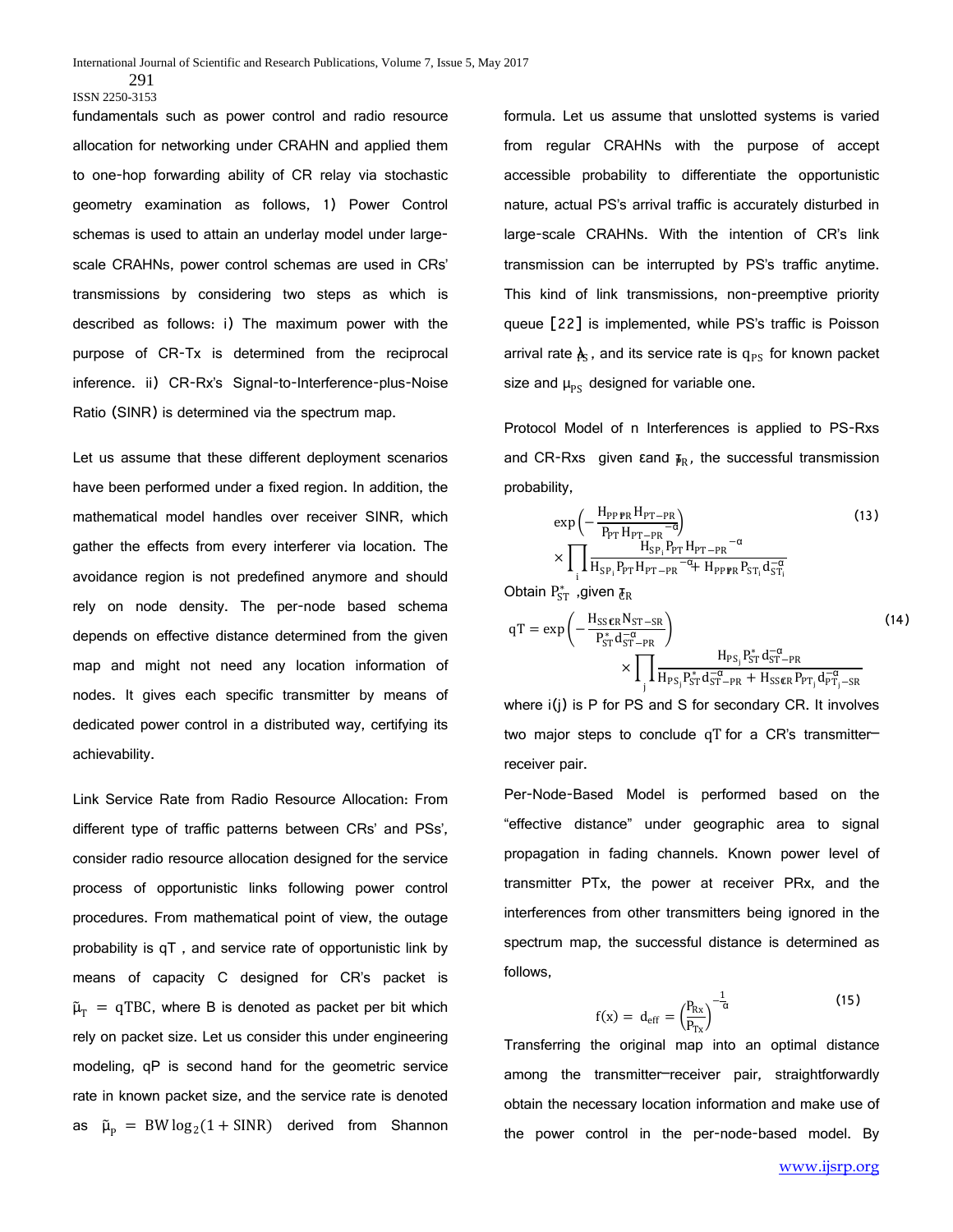fundamentals such as power control and radio resource allocation for networking under CRAHN and applied them to one-hop forwarding ability of CR relay via stochastic geometry examination as follows, 1) Power Control schemas is used to attain an underlay model under large-scale CRAHNs, power control schemas are used in CRs' transmissions by considering two steps as which is described as follows: i) The maximum power with the purpose of CR-Tx is determined from the reciprocal inference. ii) CR-Rx's Signal-to-Interference-plus-Noise Ratio (SINR) is determined via the spectrum map.

Let us assume that these different deployment scenarios have been performed under a fixed region. In addition, the mathematical model handles over receiver SINR, which gather the effects from every interferer via location. The avoidance region is not predefined anymore and should rely on node density. The per-node based schema depends on effective distance determined from the given map and might not need any location information of nodes. It gives each specific transmitter by means of dedicated power control in a distributed way, certifying its achievability.

Link Service Rate from Radio Resource Allocation: From different type of traffic patterns between CRs' and PSs', consider radio resource allocation designed for the service process of opportunistic links following power control procedures. From mathematical point of view, the outage probability is qT , and service rate of opportunistic link by means of capacity C designed for CR's packet is $\tilde{\mu}_T = qTBC$, where B is denoted as packet per bit which rely on packet size. Let us consider this under engineering modeling, qP is second hand for the geometric service rate in known packet size, and the service rate is denoted as $\tilde{\mu}_P = BW\log_2(1+SINR)$ derived from Shannon formula. Let us assume that unslotted systems is varied from regular CRAHNs with the purpose of accept accessible probability to differentiate the opportunistic nature, actual PS's arrival traffic is accurately disturbed in large-scale CRAHNs. With the intention of CR's link transmission can be interrupted by PS's traffic anytime. This kind of link transmissions, non-preemptive priority queue [22] is implemented, while PS's traffic is Poisson arrival rate $\lambda_{PS}$, and its service rate is $q_{PS}$ for known packet size and $\mu_{PS}$ designed for variable one.

Protocol Model of n Interferences is applied to PS-Rxs and CR-Rxs given ε and $\mathfrak{T}_R$, the successful transmission probability,

$$\exp\left(-\frac{H_{PP\,PR} H_{PT-PR}}{P_{PT} H_{PT-PR}^{-\alpha}}\right) \times \prod_i \frac{H_{SP_i} P_{PT} H_{PT-PR}^{-\alpha}}{H_{SP_i} P_{PT} H_{PT-PR}^{-\alpha} + H_{PP\,PR} P_{ST_i} d_{ST_i}^{-\alpha}} \tag{13}$$

Obtain $P_{ST}^{*}$ ,given $\mathfrak{T}_{CR}$

$$qT = \exp\left(-\frac{H_{SS\,CR} N_{ST-SR}}{P_{ST}^{*} d_{ST-PR}^{-\alpha}}\right) \times \prod_j \frac{H_{PS_j} P_{ST}^{*} d_{ST-PR}^{-\alpha}}{H_{PS_j} P_{ST}^{*} d_{ST-PR}^{-\alpha} + H_{SS\,CR} P_{PT_j} d_{PT_j-SR}^{-\alpha}} \tag{14}$$

where i(j) is P for PS and S for secondary CR. It involves two major steps to conclude qT for a CR's transmitter–receiver pair.

Per-Node-Based Model is performed based on the "effective distance" under geographic area to signal propagation in fading channels. Known power level of transmitter PTx, the power at receiver PRx, and the interferences from other transmitters being ignored in the spectrum map, the successful distance is determined as follows,

$$f(x) = d_{eff} = \left(\frac{P_{Rx}}{P_{Tx}}\right)^{-\frac{1}{\alpha}} \tag{15}$$

Transferring the original map into an optimal distance among the transmitter–receiver pair, straightforwardly obtain the necessary location information and make use of the power control in the per-node-based model. By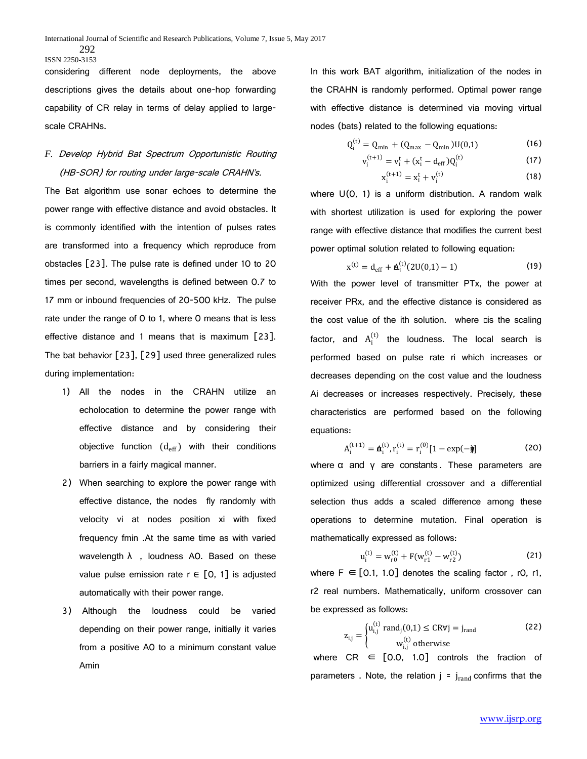considering different node deployments, the above descriptions gives the details about one-hop forwarding capability of CR relay in terms of delay applied to large-scale CRAHNs.

### *F. Develop Hybrid Bat Spectrum Opportunistic Routing (HB-SOR) for routing under large-scale CRAHN's.*

The Bat algorithm use sonar echoes to determine the power range with effective distance and avoid obstacles. It is commonly identified with the intention of pulses rates are transformed into a frequency which reproduce from obstacles [23]. The pulse rate is defined under 10 to 20 times per second, wavelengths is defined between 0.7 to 17 mm or inbound frequencies of 20-500 kHz. The pulse rate under the range of 0 to 1, where 0 means that is less effective distance and 1 means that is maximum [23]. The bat behavior [23], [29] used three generalized rules during implementation:

1) All the nodes in the CRAHN utilize an echolocation to determine the power range with effective distance and by considering their objective function ($d_{eff}$) with their conditions barriers in a fairly magical manner.
2) When searching to explore the power range with effective distance, the nodes fly randomly with velocity vi at nodes position xi with fixed frequency fmin .At the same time as with varied wavelength λ , loudness A0. Based on these value pulse emission rate r ∈ [0, 1] is adjusted automatically with their power range.
3) Although the loudness could be varied depending on their power range, initially it varies from a positive A0 to a minimum constant value Amin

In this work BAT algorithm, initialization of the nodes in the CRAHN is randomly performed. Optimal power range with effective distance is determined via moving virtual nodes (bats) related to the following equations:

$$Q_i^{(t)} = Q_{min} + (Q_{max} - Q_{min})U(0,1) \quad (16)$$

$$v_i^{(t+1)} = v_i^t + (x_i^t - d_{eff})Q_i^{(t)} \quad (17)$$

$$x_i^{(t+1)} = x_i^t + v_i^{(t)} \quad (18)$$

where U(0, 1) is a uniform distribution. A random walk with shortest utilization is used for exploring the power range with effective distance that modifies the current best power optimal solution related to following equation:

$$x^{(t)} = d_{eff} + \epsilon A_i^{(t)}(2U(0,1) - 1) \quad (19)$$

With the power level of transmitter PTx, the power at receiver PRx, and the effective distance is considered as the cost value of the ith solution. where □is the scaling factor, and $A_i^{(t)}$ the loudness. The local search is performed based on pulse rate ri which increases or decreases depending on the cost value and the loudness Ai decreases or increases respectively. Precisely, these characteristics are performed based on the following equations:

$$A_i^{(t+1)} = \alpha A_i^{(t)}, r_i^{(t)} = r_i^{(0)}[1 - \exp(-\gamma)] \quad (20)$$

where α and γ are constants. These parameters are optimized using differential crossover and a differential selection thus adds a scaled difference among these operations to determine mutation. Final operation is mathematically expressed as follows:

$$u_i^{(t)} = w_{r0}^{(t)} + F(w_{r1}^{(t)} - w_{r2}^{(t)}) \quad (21)$$

where F ∈ [0.1, 1.0] denotes the scaling factor , r0, r1, r2 real numbers. Mathematically, uniform crossover can be expressed as follows:

$$z_{i,j} = \begin{cases} u_{i,j}^{(t)} \ \text{rand}_j(0,1) \leq CR \forall j = j_{rand} \\ w_{i,j}^{(t)} \ \text{otherwise} \end{cases} \quad (22)$$

where CR ∈ [0.0, 1.0] controls the fraction of parameters . Note, the relation j = $j_{rand}$ confirms that the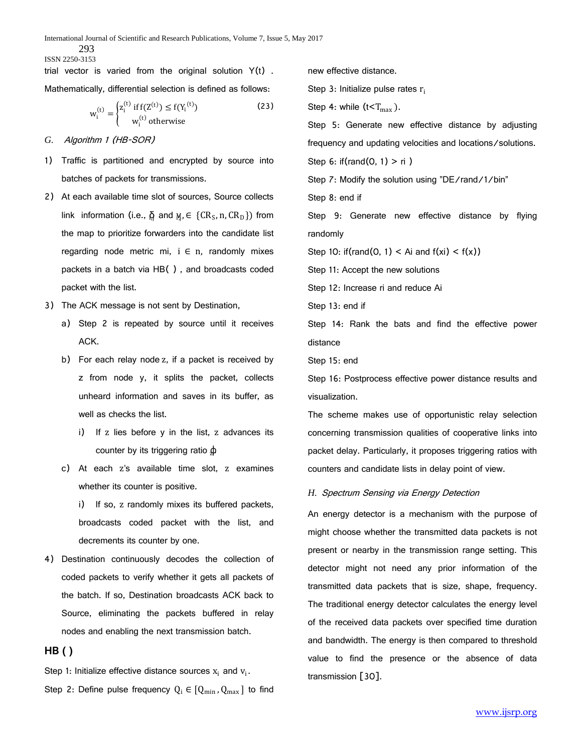trial vector is varied from the original solution $Y(t)$. Mathematically, differential selection is defined as follows:

$$w_i^{(t)} = \begin{cases} z_i^{(t)} \text{ if } f(Z^{(t)}) \le f(Y_i^{(t)}) \\ w_i^{(t)} \text{ otherwise} \end{cases} \quad (23)$$

### *G. Algorithm 1 (HB-SOR)*

1) Traffic is partitioned and encrypted by source into batches of packets for transmissions.
2) At each available time slot of sources, Source collects link information (i.e., $\delta_{ij}$ and $y_{ij} \in \{CR_S, n, CR_D\}$) from the map to prioritize forwarders into the candidate list regarding node metric mi, $i \in n$, randomly mixes packets in a batch via HB( ), and broadcasts coded packet with the list.
3) The ACK message is not sent by Destination,
   a) Step 2 is repeated by source until it receives ACK.
   b) For each relay node $z$, if a packet is received by z from node y, it splits the packet, collects unheard information and saves in its buffer, as well as checks the list.
      i) If $z$ lies before y in the list, $z$ advances its counter by its triggering ratio $\phi_z$
   c) At each $z$'s available time slot, $z$ examines whether its counter is positive.
      i) If so, $z$ randomly mixes its buffered packets, broadcasts coded packet with the list, and decrements its counter by one.
4) Destination continuously decodes the collection of coded packets to verify whether it gets all packets of the batch. If so, Destination broadcasts ACK back to Source, eliminating the packets buffered in relay nodes and enabling the next transmission batch.

**HB ( )**

Step 1: Initialize effective distance sources $x_i$ and $v_i$.

Step 2: Define pulse frequency $Q_i \in [Q_{min}, Q_{max}]$ to find new effective distance.

Step 3: Initialize pulse rates $r_i$

Step 4: while ($t<T_{max}$).

Step 5: Generate new effective distance by adjusting frequency and updating velocities and locations/solutions.

Step 6: if(rand(0, 1) > ri )

Step 7: Modify the solution using "DE/rand/1/bin"

Step 8: end if

Step 9: Generate new effective distance by flying randomly

Step 10: if(rand(0, 1) < Ai and f(xi) < f(x))

Step 11: Accept the new solutions

Step 12: Increase ri and reduce Ai

Step 13: end if

Step 14: Rank the bats and find the effective power distance

Step 15: end

Step 16: Postprocess effective power distance results and visualization.

The scheme makes use of opportunistic relay selection concerning transmission qualities of cooperative links into packet delay. Particularly, it proposes triggering ratios with counters and candidate lists in delay point of view.

### *H. Spectrum Sensing via Energy Detection*

An energy detector is a mechanism with the purpose of might choose whether the transmitted data packets is not present or nearby in the transmission range setting. This detector might not need any prior information of the transmitted data packets that is size, shape, frequency. The traditional energy detector calculates the energy level of the received data packets over specified time duration and bandwidth. The energy is then compared to threshold value to find the presence or the absence of data transmission [30].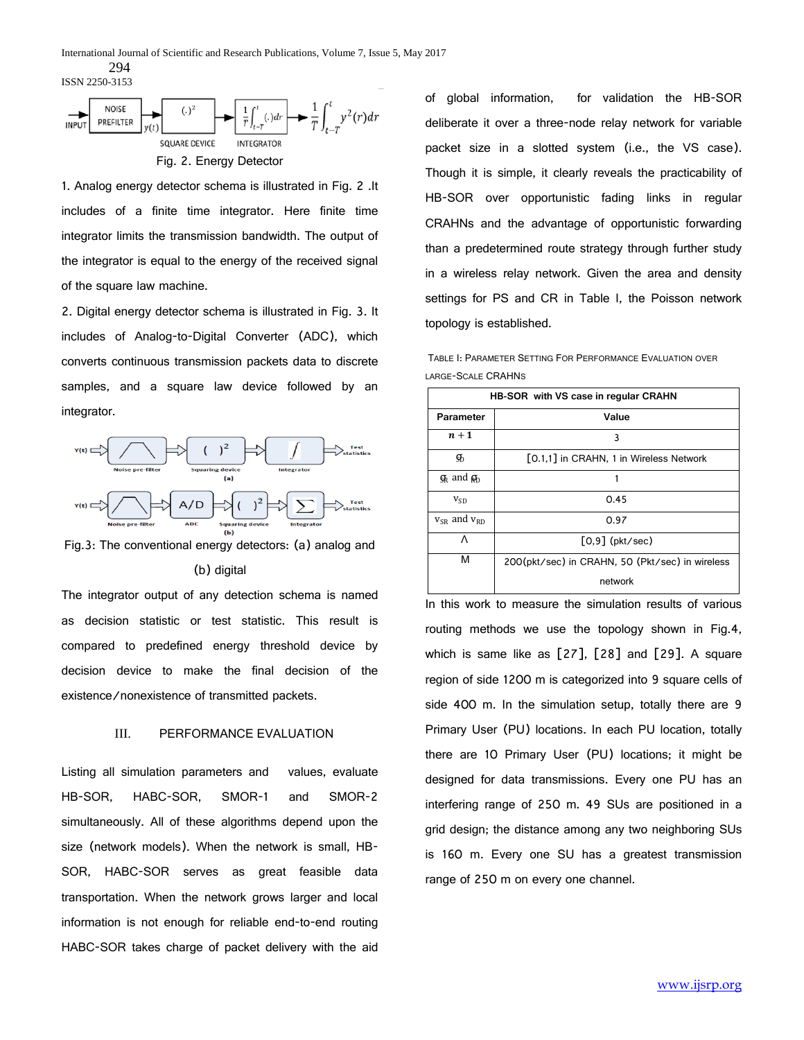Fig. 2. Energy Detector

1. Analog energy detector schema is illustrated in Fig. 2 .It includes of a finite time integrator. Here finite time integrator limits the transmission bandwidth. The output of the integrator is equal to the energy of the received signal of the square law machine.

2. Digital energy detector schema is illustrated in Fig. 3. It includes of Analog-to-Digital Converter (ADC), which converts continuous transmission packets data to discrete samples, and a square law device followed by an integrator.

Fig.3: The conventional energy detectors: (a) analog and (b) digital

The integrator output of any detection schema is named as decision statistic or test statistic. This result is compared to predefined energy threshold device by decision device to make the final decision of the existence/nonexistence of transmitted packets.

## III. PERFORMANCE EVALUATION

Listing all simulation parameters and values, evaluate HB-SOR, HABC-SOR, SMOR-1 and SMOR-2 simultaneously. All of these algorithms depend upon the size (network models). When the network is small, HB-SOR, HABC-SOR serves as great feasible data transportation. When the network grows larger and local information is not enough for reliable end-to-end routing HABC-SOR takes charge of packet delivery with the aid of global information, for validation the HB-SOR deliberate it over a three-node relay network for variable packet size in a slotted system (i.e., the VS case). Though it is simple, it clearly reveals the practicability of HB-SOR over opportunistic fading links in regular CRAHNs and the advantage of opportunistic forwarding than a predetermined route strategy through further study in a wireless relay network. Given the area and density settings for PS and CR in Table I, the Poisson network topology is established.

TABLE I: PARAMETER SETTING FOR PERFORMANCE EVALUATION OVER LARGE-SCALE CRAHNS

| HB-SOR with VS case in regular CRAHN | |
|---|---|
| Parameter | Value |
| $n+1$ | 3 |
| $g_D$ | [0.1,1] in CRAHN, 1 in Wireless Network |
| $g_R$ and $g_{RD}$ | 1 |
| $v_{SD}$ | 0.45 |
| $v_{SR}$ and $v_{RD}$ | 0.97 |
| Λ | [0,9] (pkt/sec) |
| M | 200(pkt/sec) in CRAHN, 50 (Pkt/sec) in wireless network |

In this work to measure the simulation results of various routing methods we use the topology shown in Fig.4, which is same like as [27], [28] and [29]. A square region of side 1200 m is categorized into 9 square cells of side 400 m. In the simulation setup, totally there are 9 Primary User (PU) locations. In each PU location, totally there are 10 Primary User (PU) locations; it might be designed for data transmissions. Every one PU has an interfering range of 250 m. 49 SUs are positioned in a grid design; the distance among any two neighboring SUs is 160 m. Every one SU has a greatest transmission range of 250 m on every one channel.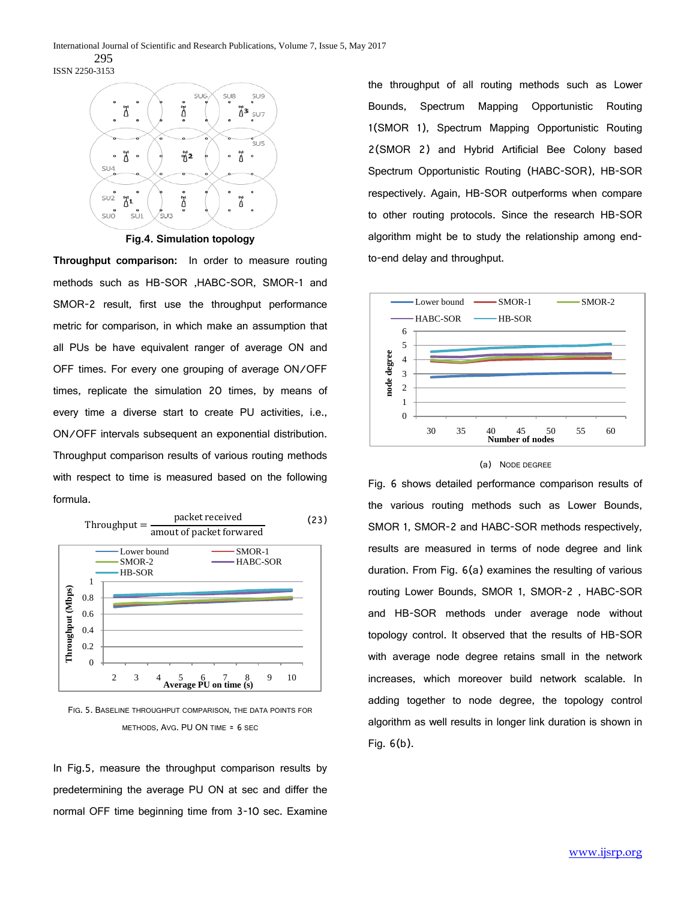Fig.4. Simulation topology

**Throughput comparison:** In order to measure routing methods such as HB-SOR ,HABC-SOR, SMOR-1 and SMOR-2 result, first use the throughput performance metric for comparison, in which make an assumption that all PUs be have equivalent ranger of average ON and OFF times. For every one grouping of average ON/OFF times, replicate the simulation 20 times, by means of every time a diverse start to create PU activities, i.e., ON/OFF intervals subsequent an exponential distribution. Throughput comparison results of various routing methods with respect to time is measured based on the following formula.

$$\text{Throughput} = \frac{\text{packet received}}{\text{amout of packet forward}} \quad (23)$$

FIG. 5. BASELINE THROUGHPUT COMPARISON, THE DATA POINTS FOR METHODS, AVG. PU ON TIME = 6 SEC

In Fig.5, measure the throughput comparison results by predetermining the average PU ON at sec and differ the normal OFF time beginning time from 3-10 sec. Examine the throughput of all routing methods such as Lower Bounds, Spectrum Mapping Opportunistic Routing 1(SMOR 1), Spectrum Mapping Opportunistic Routing 2(SMOR 2) and Hybrid Artificial Bee Colony based Spectrum Opportunistic Routing (HABC-SOR), HB-SOR respectively. Again, HB-SOR outperforms when compare to other routing protocols. Since the research HB-SOR algorithm might be to study the relationship among end-to-end delay and throughput.

(a) NODE DEGREE

Fig. 6 shows detailed performance comparison results of the various routing methods such as Lower Bounds, SMOR 1, SMOR-2 and HABC-SOR methods respectively, results are measured in terms of node degree and link duration. From Fig. 6(a) examines the resulting of various routing Lower Bounds, SMOR 1, SMOR-2 , HABC-SOR and HB-SOR methods under average node without topology control. It observed that the results of HB-SOR with average node degree retains small in the network increases, which moreover build network scalable. In adding together to node degree, the topology control algorithm as well results in longer link duration is shown in Fig. 6(b).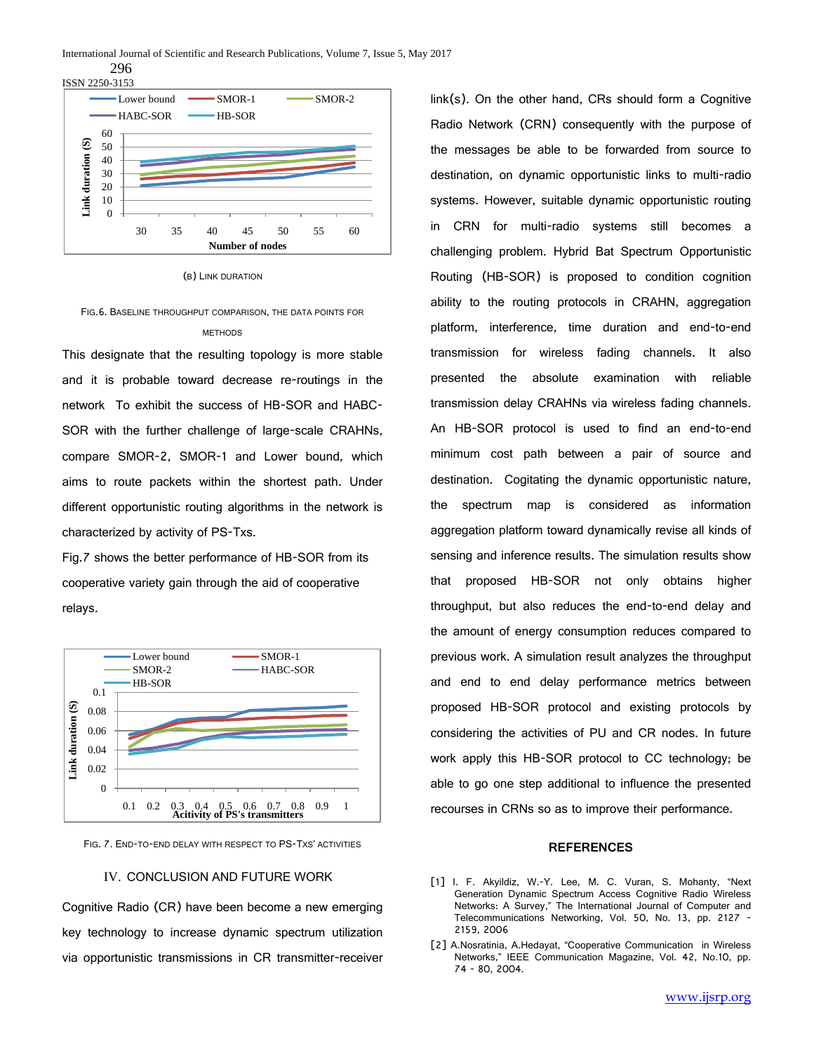(B) LINK DURATION

FIG.6. BASELINE THROUGHPUT COMPARISON, THE DATA POINTS FOR METHODS

This designate that the resulting topology is more stable and it is probable toward decrease re-routings in the network To exhibit the success of HB-SOR and HABC-SOR with the further challenge of large-scale CRAHNs, compare SMOR-2, SMOR-1 and Lower bound, which aims to route packets within the shortest path. Under different opportunistic routing algorithms in the network is characterized by activity of PS-Txs.

Fig.7 shows the better performance of HB-SOR from its cooperative variety gain through the aid of cooperative relays.

FIG. 7. END-TO-END DELAY WITH RESPECT TO PS-TXS' ACTIVITIES

## IV. CONCLUSION AND FUTURE WORK

Cognitive Radio (CR) have been become a new emerging key technology to increase dynamic spectrum utilization via opportunistic transmissions in CR transmitter-receiver link(s). On the other hand, CRs should form a Cognitive Radio Network (CRN) consequently with the purpose of the messages be able to be forwarded from source to destination, on dynamic opportunistic links to multi-radio systems. However, suitable dynamic opportunistic routing in CRN for multi-radio systems still becomes a challenging problem. Hybrid Bat Spectrum Opportunistic Routing (HB-SOR) is proposed to condition cognition ability to the routing protocols in CRAHN, aggregation platform, interference, time duration and end-to-end transmission for wireless fading channels. It also presented the absolute examination with reliable transmission delay CRAHNs via wireless fading channels. An HB-SOR protocol is used to find an end-to-end minimum cost path between a pair of source and destination. Cogitating the dynamic opportunistic nature, the spectrum map is considered as information aggregation platform toward dynamically revise all kinds of sensing and inference results. The simulation results show that proposed HB-SOR not only obtains higher throughput, but also reduces the end-to-end delay and the amount of energy consumption reduces compared to previous work. A simulation result analyzes the throughput and end to end delay performance metrics between proposed HB-SOR protocol and existing protocols by considering the activities of PU and CR nodes. In future work apply this HB-SOR protocol to CC technology; be able to go one step additional to influence the presented recourses in CRNs so as to improve their performance.

## REFERENCES

[1] I. F. Akyildiz, W.-Y. Lee, M. C. Vuran, S. Mohanty, "Next Generation Dynamic Spectrum Access Cognitive Radio Wireless Networks: A Survey," The International Journal of Computer and Telecommunications Networking, Vol. 50, No. 13, pp. 2127 - 2159, 2006

[2] A.Nosratinia, A.Hedayat, "Cooperative Communication in Wireless Networks," IEEE Communication Magazine, Vol. 42, No.10, pp. 74 - 80, 2004.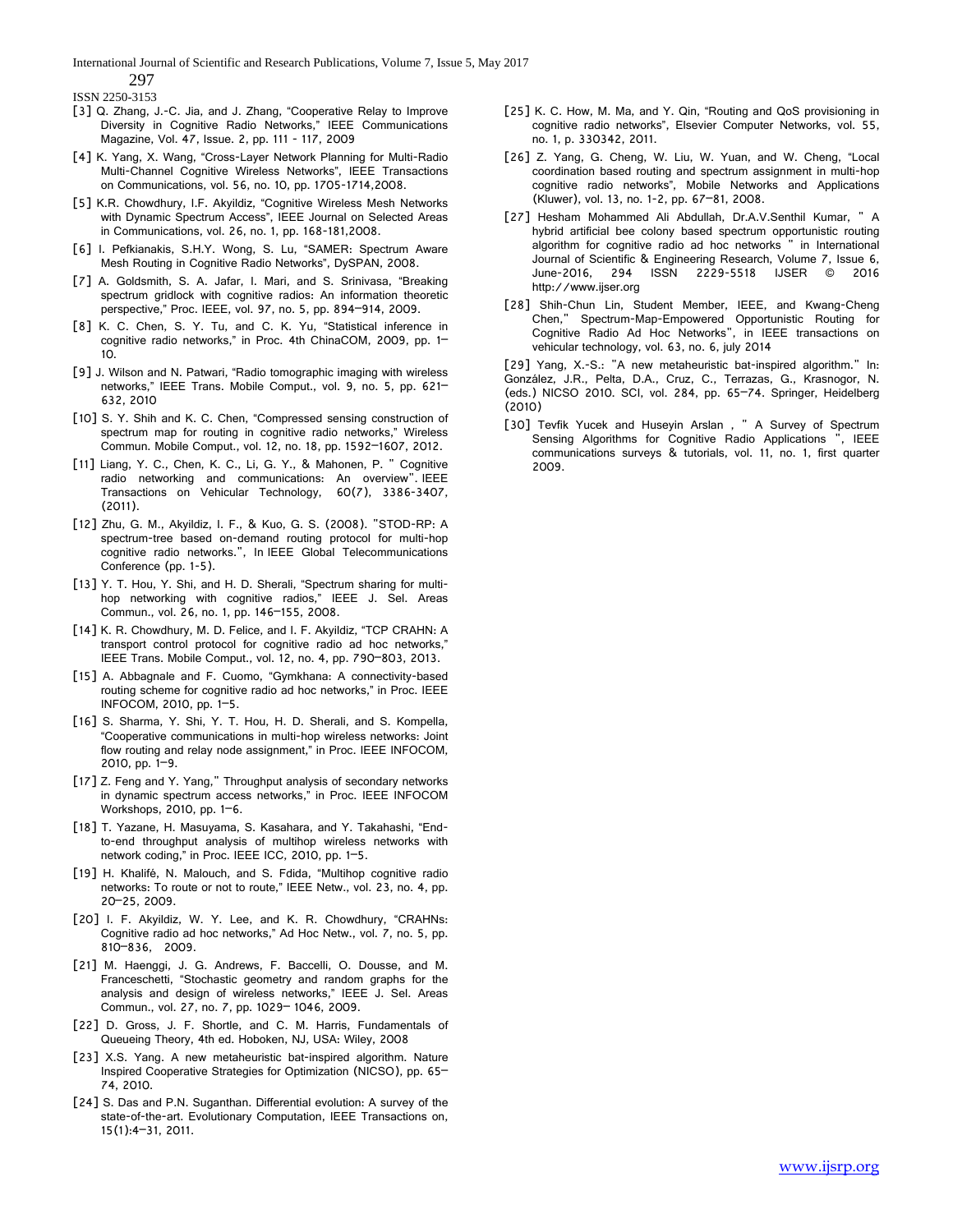[3] Q. Zhang, J.-C. Jia, and J. Zhang, "Cooperative Relay to Improve Diversity in Cognitive Radio Networks," IEEE Communications Magazine, Vol. 47, Issue. 2, pp. 111 - 117, 2009

[4] K. Yang, X. Wang, "Cross-Layer Network Planning for Multi-Radio Multi-Channel Cognitive Wireless Networks", IEEE Transactions on Communications, vol. 56, no. 10, pp. 1705-1714,2008.

[5] K.R. Chowdhury, I.F. Akyildiz, "Cognitive Wireless Mesh Networks with Dynamic Spectrum Access", IEEE Journal on Selected Areas in Communications, vol. 26, no. 1, pp. 168-181,2008.

[6] I. Pefkianakis, S.H.Y. Wong, S. Lu, "SAMER: Spectrum Aware Mesh Routing in Cognitive Radio Networks", DySPAN, 2008.

[7] A. Goldsmith, S. A. Jafar, I. Mari, and S. Srinivasa, "Breaking spectrum gridlock with cognitive radios: An information theoretic perspective," Proc. IEEE, vol. 97, no. 5, pp. 894–914, 2009.

[8] K. C. Chen, S. Y. Tu, and C. K. Yu, "Statistical inference in cognitive radio networks," in Proc. 4th ChinaCOM, 2009, pp. 1–10.

[9] J. Wilson and N. Patwari, "Radio tomographic imaging with wireless networks," IEEE Trans. Mobile Comput., vol. 9, no. 5, pp. 621–632, 2010

[10] S. Y. Shih and K. C. Chen, "Compressed sensing construction of spectrum map for routing in cognitive radio networks," Wireless Commun. Mobile Comput., vol. 12, no. 18, pp. 1592–1607, 2012.

[11] Liang, Y. C., Chen, K. C., Li, G. Y., & Mahonen, P. " Cognitive radio networking and communications: An overview". IEEE Transactions on Vehicular Technology, 60(7), 3386-3407, (2011).

[12] Zhu, G. M., Akyildiz, I. F., & Kuo, G. S. (2008). "STOD-RP: A spectrum-tree based on-demand routing protocol for multi-hop cognitive radio networks.", In IEEE Global Telecommunications Conference (pp. 1-5).

[13] Y. T. Hou, Y. Shi, and H. D. Sherali, "Spectrum sharing for multi-hop networking with cognitive radios," IEEE J. Sel. Areas Commun., vol. 26, no. 1, pp. 146–155, 2008.

[14] K. R. Chowdhury, M. D. Felice, and I. F. Akyildiz, "TCP CRAHN: A transport control protocol for cognitive radio ad hoc networks," IEEE Trans. Mobile Comput., vol. 12, no. 4, pp. 790–803, 2013.

[15] A. Abbagnale and F. Cuomo, "Gymkhana: A connectivity-based routing scheme for cognitive radio ad hoc networks," in Proc. IEEE INFOCOM, 2010, pp. 1–5.

[16] S. Sharma, Y. Shi, Y. T. Hou, H. D. Sherali, and S. Kompella, "Cooperative communications in multi-hop wireless networks: Joint flow routing and relay node assignment," in Proc. IEEE INFOCOM, 2010, pp. 1–9.

[17] Z. Feng and Y. Yang," Throughput analysis of secondary networks in dynamic spectrum access networks," in Proc. IEEE INFOCOM Workshops, 2010, pp. 1–6.

[18] T. Yazane, H. Masuyama, S. Kasahara, and Y. Takahashi, "End-to-end throughput analysis of multihop wireless networks with network coding," in Proc. IEEE ICC, 2010, pp. 1–5.

[19] H. Khalifé, N. Malouch, and S. Fdida, "Multihop cognitive radio networks: To route or not to route," IEEE Netw., vol. 23, no. 4, pp. 20–25, 2009.

[20] I. F. Akyildiz, W. Y. Lee, and K. R. Chowdhury, "CRAHNs: Cognitive radio ad hoc networks," Ad Hoc Netw., vol. 7, no. 5, pp. 810–836, 2009.

[21] M. Haenggi, J. G. Andrews, F. Baccelli, O. Dousse, and M. Franceschetti, "Stochastic geometry and random graphs for the analysis and design of wireless networks," IEEE J. Sel. Areas Commun., vol. 27, no. 7, pp. 1029– 1046, 2009.

[22] D. Gross, J. F. Shortle, and C. M. Harris, Fundamentals of Queueing Theory, 4th ed. Hoboken, NJ, USA: Wiley, 2008

[23] X.S. Yang. A new metaheuristic bat-inspired algorithm. Nature Inspired Cooperative Strategies for Optimization (NICSO), pp. 65–74, 2010.

[24] S. Das and P.N. Suganthan. Differential evolution: A survey of the state-of-the-art. Evolutionary Computation, IEEE Transactions on, 15(1):4–31, 2011.

[25] K. C. How, M. Ma, and Y. Qin, "Routing and QoS provisioning in cognitive radio networks", Elsevier Computer Networks, vol. 55, no. 1, p. 330342, 2011.

[26] Z. Yang, G. Cheng, W. Liu, W. Yuan, and W. Cheng, "Local coordination based routing and spectrum assignment in multi-hop cognitive radio networks", Mobile Networks and Applications (Kluwer), vol. 13, no. 1-2, pp. 67–81, 2008.

[27] Hesham Mohammed Ali Abdullah, Dr.A.V.Senthil Kumar, " A hybrid artificial bee colony based spectrum opportunistic routing algorithm for cognitive radio ad hoc networks " in International Journal of Scientific & Engineering Research, Volume 7, Issue 6, June-2016, 294 ISSN 2229-5518 IJSER © 2016 http://www.ijser.org

[28] Shih-Chun Lin, Student Member, IEEE, and Kwang-Cheng Chen," Spectrum-Map-Empowered Opportunistic Routing for Cognitive Radio Ad Hoc Networks", in IEEE transactions on vehicular technology, vol. 63, no. 6, july 2014

[29] Yang, X.-S.: "A new metaheuristic bat-inspired algorithm." In: González, J.R., Pelta, D.A., Cruz, C., Terrazas, G., Krasnogor, N. (eds.) NICSO 2010. SCI, vol. 284, pp. 65–74. Springer, Heidelberg (2010)

[30] Tevfik Yucek and Huseyin Arslan , " A Survey of Spectrum Sensing Algorithms for Cognitive Radio Applications ", IEEE communications surveys & tutorials, vol. 11, no. 1, first quarter 2009.